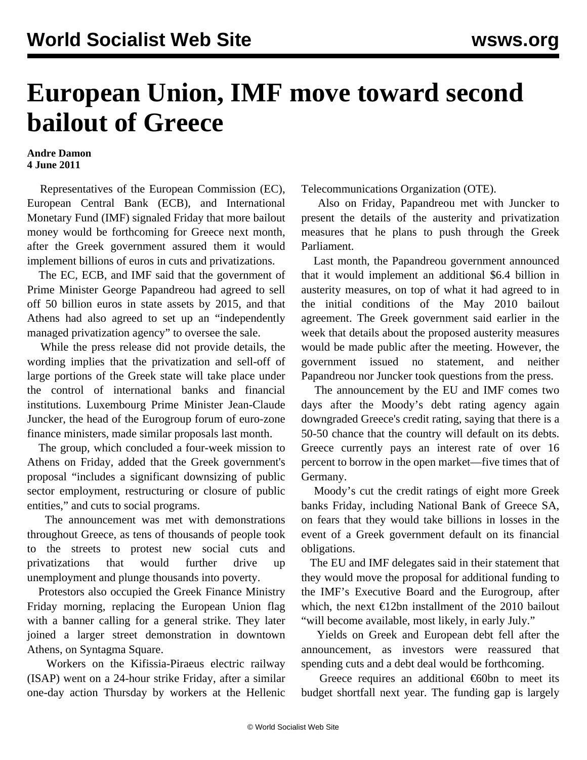# European Union, IMF move toward second bailout of Greece

**Andre Damon**
**4 June 2011**

Representatives of the European Commission (EC), European Central Bank (ECB), and International Monetary Fund (IMF) signaled Friday that more bailout money would be forthcoming for Greece next month, after the Greek government assured them it would implement billions of euros in cuts and privatizations.

The EC, ECB, and IMF said that the government of Prime Minister George Papandreou had agreed to sell off 50 billion euros in state assets by 2015, and that Athens had also agreed to set up an "independently managed privatization agency" to oversee the sale.

While the press release did not provide details, the wording implies that the privatization and sell-off of large portions of the Greek state will take place under the control of international banks and financial institutions. Luxembourg Prime Minister Jean-Claude Juncker, the head of the Eurogroup forum of euro-zone finance ministers, made similar proposals last month.

The group, which concluded a four-week mission to Athens on Friday, added that the Greek government's proposal "includes a significant downsizing of public sector employment, restructuring or closure of public entities," and cuts to social programs.

The announcement was met with demonstrations throughout Greece, as tens of thousands of people took to the streets to protest new social cuts and privatizations that would further drive up unemployment and plunge thousands into poverty.

Protestors also occupied the Greek Finance Ministry Friday morning, replacing the European Union flag with a banner calling for a general strike. They later joined a larger street demonstration in downtown Athens, on Syntagma Square.

Workers on the Kifissia-Piraeus electric railway (ISAP) went on a 24-hour strike Friday, after a similar one-day action Thursday by workers at the Hellenic Telecommunications Organization (OTE).

Also on Friday, Papandreou met with Juncker to present the details of the austerity and privatization measures that he plans to push through the Greek Parliament.

Last month, the Papandreou government announced that it would implement an additional $6.4 billion in austerity measures, on top of what it had agreed to in the initial conditions of the May 2010 bailout agreement. The Greek government said earlier in the week that details about the proposed austerity measures would be made public after the meeting. However, the government issued no statement, and neither Papandreou nor Juncker took questions from the press.

The announcement by the EU and IMF comes two days after the Moody's debt rating agency again downgraded Greece's credit rating, saying that there is a 50-50 chance that the country will default on its debts. Greece currently pays an interest rate of over 16 percent to borrow in the open market—five times that of Germany.

Moody's cut the credit ratings of eight more Greek banks Friday, including National Bank of Greece SA, on fears that they would take billions in losses in the event of a Greek government default on its financial obligations.

The EU and IMF delegates said in their statement that they would move the proposal for additional funding to the IMF's Executive Board and the Eurogroup, after which, the next €12bn installment of the 2010 bailout "will become available, most likely, in early July."

Yields on Greek and European debt fell after the announcement, as investors were reassured that spending cuts and a debt deal would be forthcoming.

Greece requires an additional €60bn to meet its budget shortfall next year. The funding gap is largely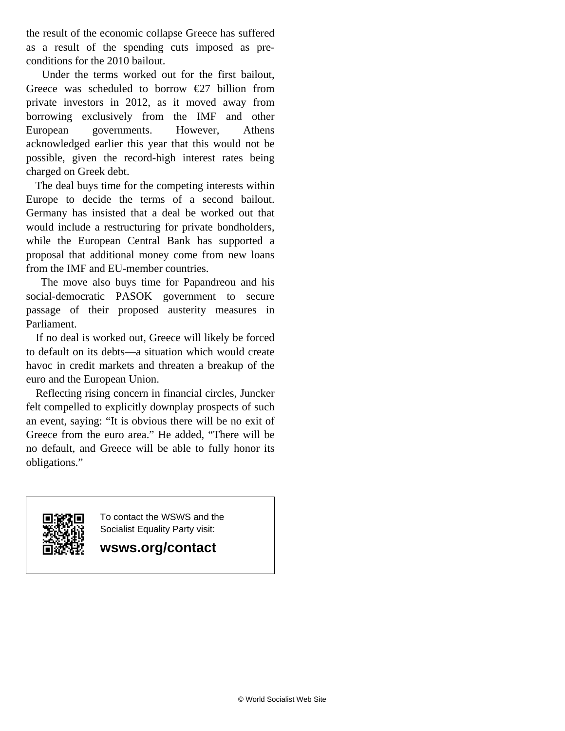the result of the economic collapse Greece has suffered as a result of the spending cuts imposed as pre-conditions for the 2010 bailout.

Under the terms worked out for the first bailout, Greece was scheduled to borrow €27 billion from private investors in 2012, as it moved away from borrowing exclusively from the IMF and other European governments. However, Athens acknowledged earlier this year that this would not be possible, given the record-high interest rates being charged on Greek debt.

The deal buys time for the competing interests within Europe to decide the terms of a second bailout. Germany has insisted that a deal be worked out that would include a restructuring for private bondholders, while the European Central Bank has supported a proposal that additional money come from new loans from the IMF and EU-member countries.

The move also buys time for Papandreou and his social-democratic PASOK government to secure passage of their proposed austerity measures in Parliament.

If no deal is worked out, Greece will likely be forced to default on its debts—a situation which would create havoc in credit markets and threaten a breakup of the euro and the European Union.

Reflecting rising concern in financial circles, Juncker felt compelled to explicitly downplay prospects of such an event, saying: "It is obvious there will be no exit of Greece from the euro area." He added, "There will be no default, and Greece will be able to fully honor its obligations."

To contact the WSWS and the Socialist Equality Party visit:

**wsws.org/contact**